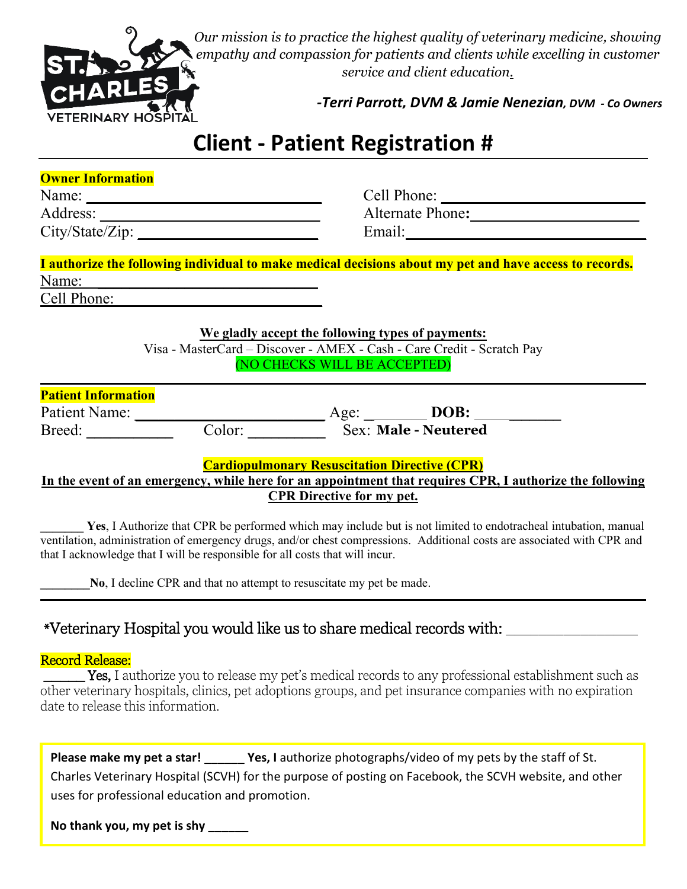*Our mission is to practice the highest quality of veterinary medicine, showing empathy and compassion for patients and clients while excelling in customer service and client education.*

***-Terri Parrott, DVM & Jamie Nenezian, DVM - Co Owners***

# Client - Patient Registration #

**Owner Information**

Name: ______________________________

Address: ______________________________

City/State/Zip: ______________________________

Cell Phone: ______________________________

Alternate Phone**:** ______________________________

Email: ______________________________

**I authorize the following individual to make medical decisions about my pet and have access to records.**

Name: ______________________________

Cell Phone: ______________________________

**We gladly accept the following types of payments:**

Visa - MasterCard – Discover - AMEX - Cash - Care Credit - Scratch Pay

(NO CHECKS WILL BE ACCEPTED)

---

**Patient Information**

Patient Name: ______________________ Age: _______ **DOB:** ___________

Breed: ___________ Color: __________ Sex: **Male - Neutered**

**Cardiopulmonary Resuscitation Directive (CPR)**

**In the event of an emergency, while here for an appointment that requires CPR, I authorize the following CPR Directive for my pet.**

_______ **Yes**, I Authorize that CPR be performed which may include but is not limited to endotracheal intubation, manual ventilation, administration of emergency drugs, and/or chest compressions. Additional costs are associated with CPR and that I acknowledge that I will be responsible for all costs that will incur.

________**No**, I decline CPR and that no attempt to resuscitate my pet be made.

---

*Veterinary Hospital you would like us to share medical records with: ________________

Record Release:

______ **Yes,** I authorize you to release my pet's medical records to any professional establishment such as other veterinary hospitals, clinics, pet adoptions groups, and pet insurance companies with no expiration date to release this information.

**Please make my pet a star!** ______ **Yes, I** authorize photographs/video of my pets by the staff of St. Charles Veterinary Hospital (SCVH) for the purpose of posting on Facebook, the SCVH website, and other uses for professional education and promotion.

**No thank you, my pet is shy ______**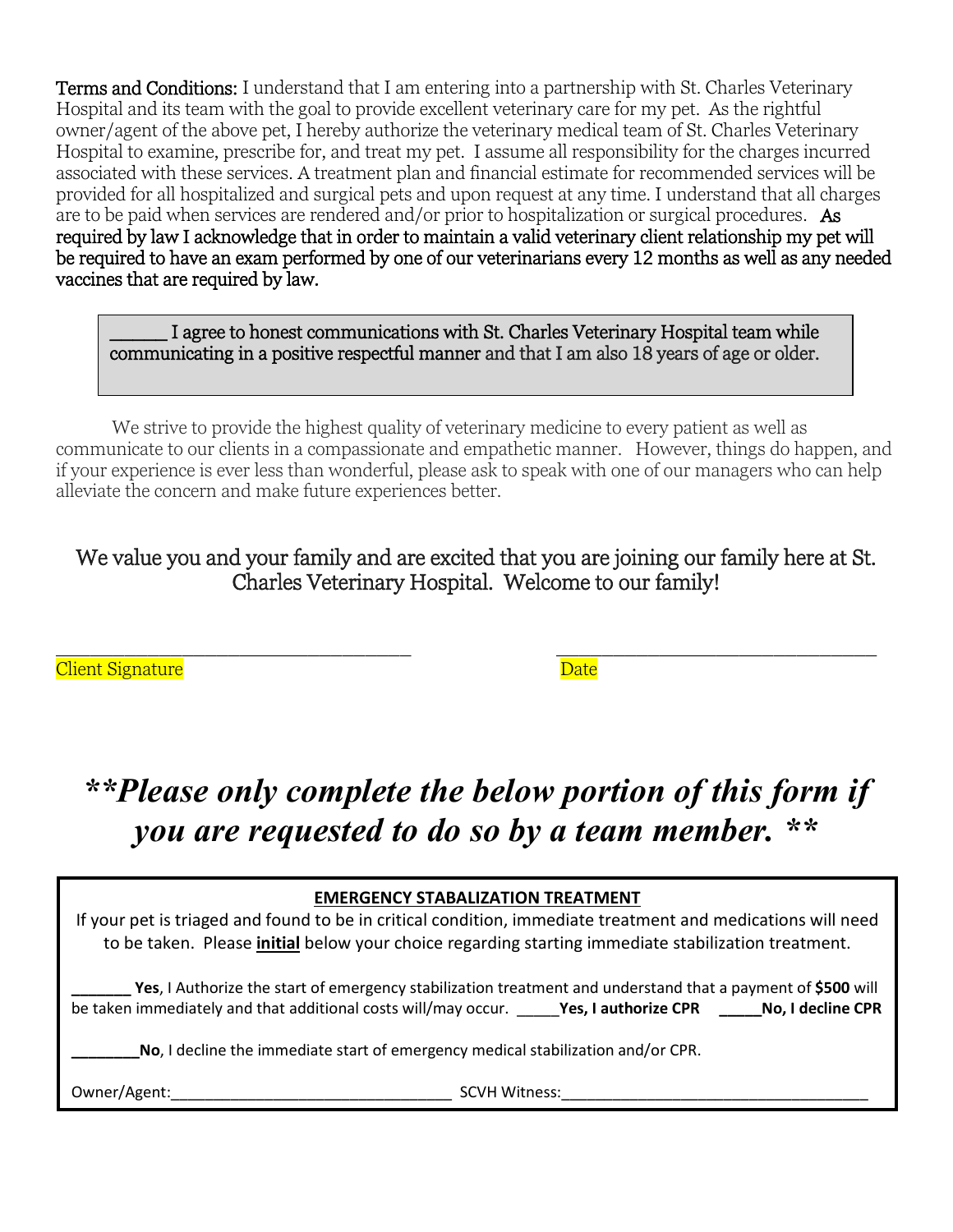**Terms and Conditions:** I understand that I am entering into a partnership with St. Charles Veterinary Hospital and its team with the goal to provide excellent veterinary care for my pet. As the rightful owner/agent of the above pet, I hereby authorize the veterinary medical team of St. Charles Veterinary Hospital to examine, prescribe for, and treat my pet. I assume all responsibility for the charges incurred associated with these services. A treatment plan and financial estimate for recommended services will be provided for all hospitalized and surgical pets and upon request at any time. I understand that all charges are to be paid when services are rendered and/or prior to hospitalization or surgical procedures. **As required by law I acknowledge that in order to maintain a valid veterinary client relationship my pet will be required to have an exam performed by one of our veterinarians every 12 months as well as any needed vaccines that are required by law.**

______ **I agree to honest communications with St. Charles Veterinary Hospital team while communicating in a positive respectful manner** and that I am also 18 years of age or older.

We strive to provide the highest quality of veterinary medicine to every patient as well as communicate to our clients in a compassionate and empathetic manner. However, things do happen, and if your experience is ever less than wonderful, please ask to speak with one of our managers who can help alleviate the concern and make future experiences better.

We value you and your family and are excited that you are joining our family here at St. Charles Veterinary Hospital. Welcome to our family!

_______________________________________ &nbsp;&nbsp;&nbsp;&nbsp;&nbsp;&nbsp;&nbsp;&nbsp;&nbsp;&nbsp; ___________________________________

Client Signature &nbsp;&nbsp;&nbsp;&nbsp;&nbsp;&nbsp;&nbsp;&nbsp;&nbsp;&nbsp;&nbsp;&nbsp;&nbsp;&nbsp;&nbsp;&nbsp;&nbsp;&nbsp;&nbsp;&nbsp;&nbsp;&nbsp;&nbsp;&nbsp;&nbsp;&nbsp;&nbsp;&nbsp;&nbsp;&nbsp;&nbsp;&nbsp; Date

## ***\*\*Please only complete the below portion of this form if you are requested to do so by a team member. \*\****

**EMERGENCY STABALIZATION TREATMENT**

If your pet is triaged and found to be in critical condition, immediate treatment and medications will need to be taken. Please **initial** below your choice regarding starting immediate stabilization treatment.

_______ **Yes**, I Authorize the start of emergency stabilization treatment and understand that a payment of **$500** will be taken immediately and that additional costs will/may occur. _____**Yes, I authorize CPR** _____**No, I decline CPR**

________**No**, I decline the immediate start of emergency medical stabilization and/or CPR.

Owner/Agent:_________________________________ SCVH Witness:____________________________________